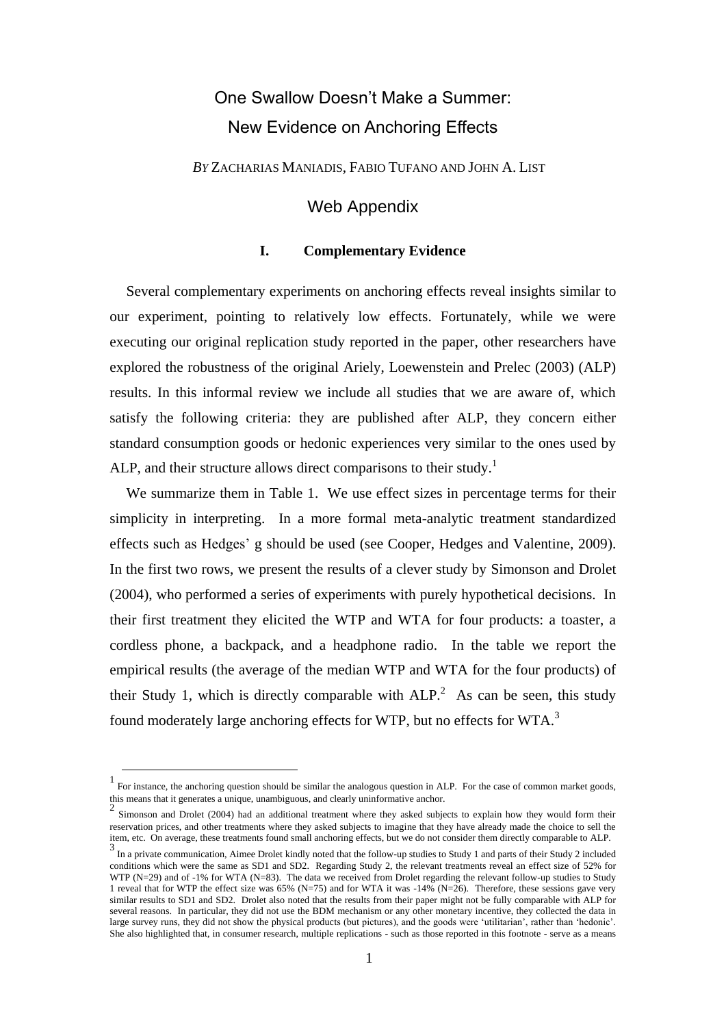# One Swallow Doesn't Make a Summer: New Evidence on Anchoring Effects

*BY* ZACHARIAS MANIADIS, FABIO TUFANO AND JOHN A. LIST

## Web Appendix

### I. Complementary Evidence

Several complementary experiments on anchoring effects reveal insights similar to our experiment, pointing to relatively low effects. Fortunately, while we were executing our original replication study reported in the paper, other researchers have explored the robustness of the original Ariely, Loewenstein and Prelec (2003) (ALP) results. In this informal review we include all studies that we are aware of, which satisfy the following criteria: they are published after ALP, they concern either standard consumption goods or hedonic experiences very similar to the ones used by ALP, and their structure allows direct comparisons to their study.[1]

We summarize them in Table 1. We use effect sizes in percentage terms for their simplicity in interpreting. In a more formal meta-analytic treatment standardized effects such as Hedges' g should be used (see Cooper, Hedges and Valentine, 2009). In the first two rows, we present the results of a clever study by Simonson and Drolet (2004), who performed a series of experiments with purely hypothetical decisions. In their first treatment they elicited the WTP and WTA for four products: a toaster, a cordless phone, a backpack, and a headphone radio. In the table we report the empirical results (the average of the median WTP and WTA for the four products) of their Study 1, which is directly comparable with ALP.[2] As can be seen, this study found moderately large anchoring effects for WTP, but no effects for WTA.[3]

---

[1] For instance, the anchoring question should be similar the analogous question in ALP. For the case of common market goods, this means that it generates a unique, unambiguous, and clearly uninformative anchor.

[2] Simonson and Drolet (2004) had an additional treatment where they asked subjects to explain how they would form their reservation prices, and other treatments where they asked subjects to imagine that they have already made the choice to sell the item, etc. On average, these treatments found small anchoring effects, but we do not consider them directly comparable to ALP.

[3] In a private communication, Aimee Drolet kindly noted that the follow-up studies to Study 1 and parts of their Study 2 included conditions which were the same as SD1 and SD2. Regarding Study 2, the relevant treatments reveal an effect size of 52% for WTP (N=29) and of -1% for WTA (N=83). The data we received from Drolet regarding the relevant follow-up studies to Study 1 reveal that for WTP the effect size was 65% (N=75) and for WTA it was -14% (N=26). Therefore, these sessions gave very similar results to SD1 and SD2. Drolet also noted that the results from their paper might not be fully comparable with ALP for several reasons. In particular, they did not use the BDM mechanism or any other monetary incentive, they collected the data in large survey runs, they did not show the physical products (but pictures), and the goods were 'utilitarian', rather than 'hedonic'. She also highlighted that, in consumer research, multiple replications - such as those reported in this footnote - serve as a means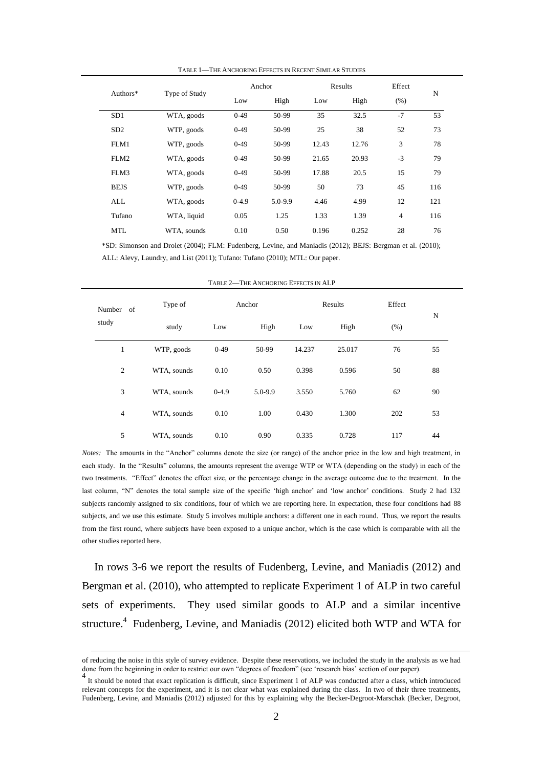TABLE 1—THE ANCHORING EFFECTS IN RECENT SIMILAR STUDIES

| Authors* | Type of Study | Anchor | | Results | | Effect | N |
|---|---|---|---|---|---|---|---|
| | | Low | High | Low | High | (%) | |
| SD1 | WTA, goods | 0-49 | 50-99 | 35 | 32.5 | -7 | 53 |
| SD2 | WTP, goods | 0-49 | 50-99 | 25 | 38 | 52 | 73 |
| FLM1 | WTP, goods | 0-49 | 50-99 | 12.43 | 12.76 | 3 | 78 |
| FLM2 | WTA, goods | 0-49 | 50-99 | 21.65 | 20.93 | -3 | 79 |
| FLM3 | WTA, goods | 0-49 | 50-99 | 17.88 | 20.5 | 15 | 79 |
| BEJS | WTP, goods | 0-49 | 50-99 | 50 | 73 | 45 | 116 |
| ALL | WTA, goods | 0-4.9 | 5.0-9.9 | 4.46 | 4.99 | 12 | 121 |
| Tufano | WTA, liquid | 0.05 | 1.25 | 1.33 | 1.39 | 4 | 116 |
| MTL | WTA, sounds | 0.10 | 0.50 | 0.196 | 0.252 | 28 | 76 |

*SD: Simonson and Drolet (2004); FLM: Fudenberg, Levine, and Maniadis (2012); BEJS: Bergman et al. (2010); ALL: Alevy, Laundry, and List (2011); Tufano: Tufano (2010); MTL: Our paper.

TABLE 2—THE ANCHORING EFFECTS IN ALP

| Number of study | Type of study | Anchor | | Results | | Effect | N |
|---|---|---|---|---|---|---|---|
| | | Low | High | Low | High | (%) | |
| 1 | WTP, goods | 0-49 | 50-99 | 14.237 | 25.017 | 76 | 55 |
| 2 | WTA, sounds | 0.10 | 0.50 | 0.398 | 0.596 | 50 | 88 |
| 3 | WTA, sounds | 0-4.9 | 5.0-9.9 | 3.550 | 5.760 | 62 | 90 |
| 4 | WTA, sounds | 0.10 | 1.00 | 0.430 | 1.300 | 202 | 53 |
| 5 | WTA, sounds | 0.10 | 0.90 | 0.335 | 0.728 | 117 | 44 |

*Notes:* The amounts in the "Anchor" columns denote the size (or range) of the anchor price in the low and high treatment, in each study. In the "Results" columns, the amounts represent the average WTP or WTA (depending on the study) in each of the two treatments. "Effect" denotes the effect size, or the percentage change in the average outcome due to the treatment. In the last column, "N" denotes the total sample size of the specific 'high anchor' and 'low anchor' conditions. Study 2 had 132 subjects randomly assigned to six conditions, four of which we are reporting here. In expectation, these four conditions had 88 subjects, and we use this estimate. Study 5 involves multiple anchors: a different one in each round. Thus, we report the results from the first round, where subjects have been exposed to a unique anchor, which is the case which is comparable with all the other studies reported here.

In rows 3-6 we report the results of Fudenberg, Levine, and Maniadis (2012) and Bergman et al. (2010), who attempted to replicate Experiment 1 of ALP in two careful sets of experiments. They used similar goods to ALP and a similar incentive structure.[4] Fudenberg, Levine, and Maniadis (2012) elicited both WTP and WTA for

of reducing the noise in this style of survey evidence. Despite these reservations, we included the study in the analysis as we had done from the beginning in order to restrict our own "degrees of freedom" (see 'research bias' section of our paper).

[4] It should be noted that exact replication is difficult, since Experiment 1 of ALP was conducted after a class, which introduced relevant concepts for the experiment, and it is not clear what was explained during the class. In two of their three treatments, Fudenberg, Levine, and Maniadis (2012) adjusted for this by explaining why the Becker-Degroot-Marschak (Becker, Degroot,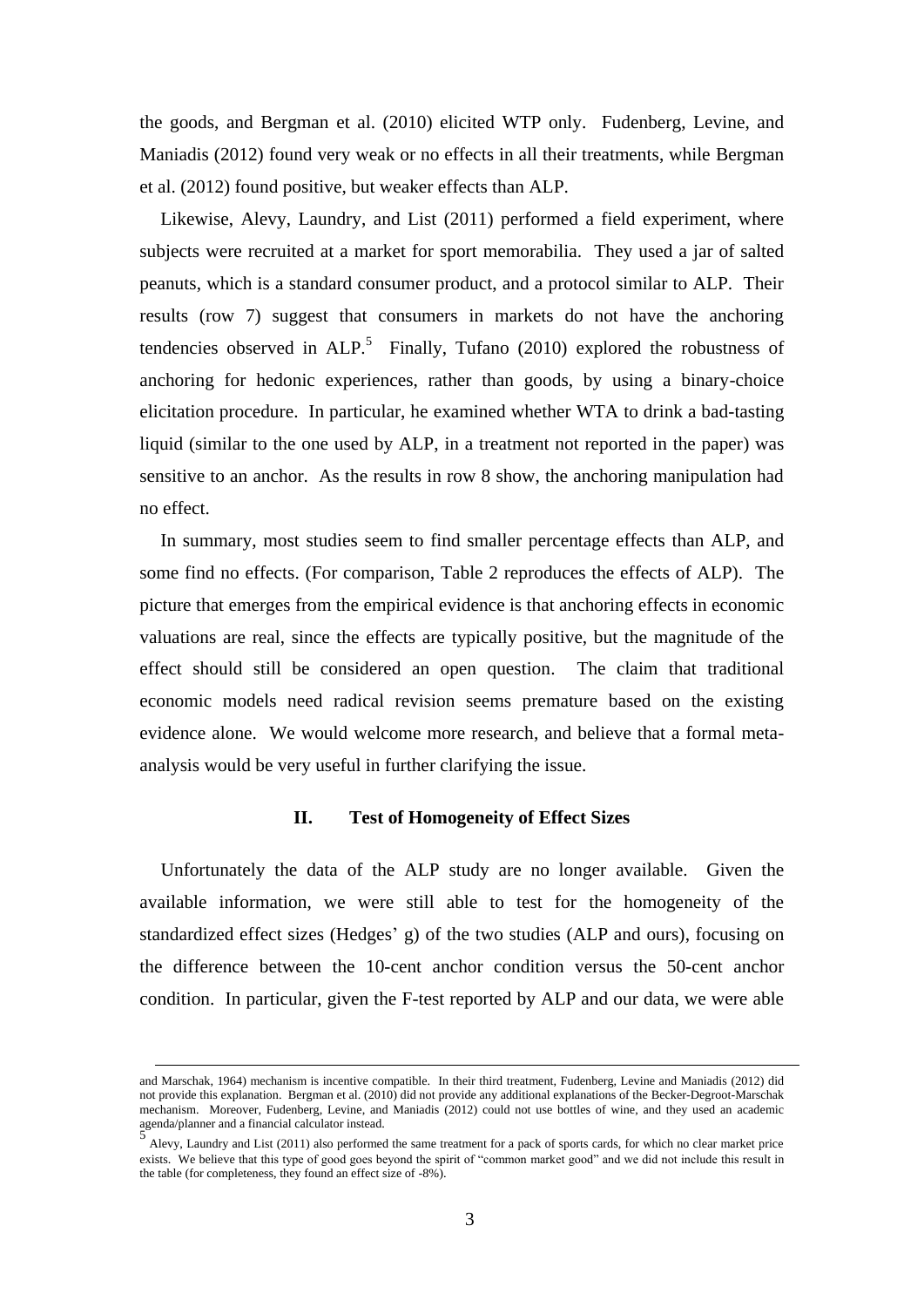the goods, and Bergman et al. (2010) elicited WTP only. Fudenberg, Levine, and Maniadis (2012) found very weak or no effects in all their treatments, while Bergman et al. (2012) found positive, but weaker effects than ALP.

Likewise, Alevy, Laundry, and List (2011) performed a field experiment, where subjects were recruited at a market for sport memorabilia. They used a jar of salted peanuts, which is a standard consumer product, and a protocol similar to ALP. Their results (row 7) suggest that consumers in markets do not have the anchoring tendencies observed in ALP.[5] Finally, Tufano (2010) explored the robustness of anchoring for hedonic experiences, rather than goods, by using a binary-choice elicitation procedure. In particular, he examined whether WTA to drink a bad-tasting liquid (similar to the one used by ALP, in a treatment not reported in the paper) was sensitive to an anchor. As the results in row 8 show, the anchoring manipulation had no effect.

In summary, most studies seem to find smaller percentage effects than ALP, and some find no effects. (For comparison, Table 2 reproduces the effects of ALP). The picture that emerges from the empirical evidence is that anchoring effects in economic valuations are real, since the effects are typically positive, but the magnitude of the effect should still be considered an open question. The claim that traditional economic models need radical revision seems premature based on the existing evidence alone. We would welcome more research, and believe that a formal meta-analysis would be very useful in further clarifying the issue.

## II. Test of Homogeneity of Effect Sizes

Unfortunately the data of the ALP study are no longer available. Given the available information, we were still able to test for the homogeneity of the standardized effect sizes (Hedges' g) of the two studies (ALP and ours), focusing on the difference between the 10-cent anchor condition versus the 50-cent anchor condition. In particular, given the F-test reported by ALP and our data, we were able

---

and Marschak, 1964) mechanism is incentive compatible. In their third treatment, Fudenberg, Levine and Maniadis (2012) did not provide this explanation. Bergman et al. (2010) did not provide any additional explanations of the Becker-Degroot-Marschak mechanism. Moreover, Fudenberg, Levine, and Maniadis (2012) could not use bottles of wine, and they used an academic agenda/planner and a financial calculator instead.

[5] Alevy, Laundry and List (2011) also performed the same treatment for a pack of sports cards, for which no clear market price exists. We believe that this type of good goes beyond the spirit of "common market good" and we did not include this result in the table (for completeness, they found an effect size of -8%).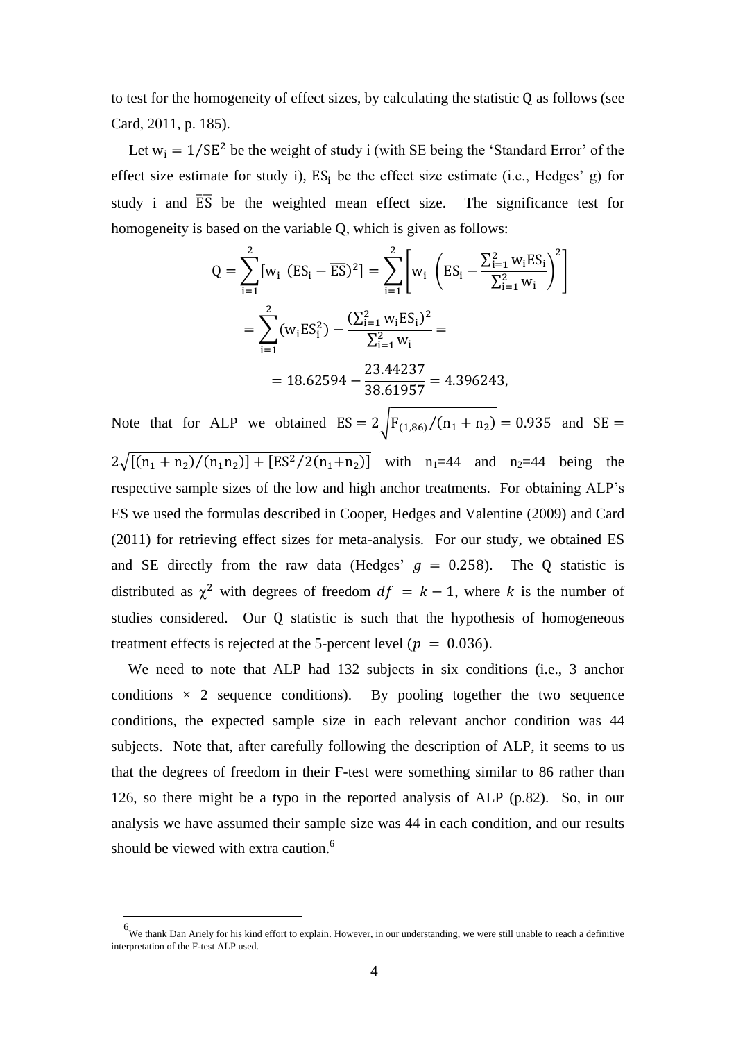to test for the homogeneity of effect sizes, by calculating the statistic Q as follows (see Card, 2011, p. 185).

Let $w_i = 1/SE^2$ be the weight of study i (with SE being the 'Standard Error' of the effect size estimate for study i), $ES_i$ be the effect size estimate (i.e., Hedges' g) for study i and $\overline{ES}$ be the weighted mean effect size. The significance test for homogeneity is based on the variable Q, which is given as follows:

$$Q = \sum_{i=1}^{2}[w_i \ (ES_i - \overline{ES})^2] = \sum_{i=1}^{2}\left[w_i \ \left(ES_i - \frac{\sum_{i=1}^{2} w_i ES_i}{\sum_{i=1}^{2} w_i}\right)^2\right]$$

$$= \sum_{i=1}^{2}(w_i ES_i^2) - \frac{(\sum_{i=1}^{2} w_i ES_i)^2}{\sum_{i=1}^{2} w_i} =$$

$$= 18.62594 - \frac{23.44237}{38.61957} = 4.396243,$$

Note that for ALP we obtained $ES = 2\sqrt{F_{(1,86)}/(n_1 + n_2)} = 0.935$ and $SE = 2\sqrt{[(n_1 + n_2)/(n_1 n_2)] + [ES^2/2(n_1+n_2)]}$ with $n_1$=44 and $n_2$=44 being the respective sample sizes of the low and high anchor treatments. For obtaining ALP's ES we used the formulas described in Cooper, Hedges and Valentine (2009) and Card (2011) for retrieving effect sizes for meta-analysis. For our study, we obtained ES and SE directly from the raw data (Hedges' $g = 0.258$). The Q statistic is distributed as $\chi^2$ with degrees of freedom $df = k - 1$, where $k$ is the number of studies considered. Our Q statistic is such that the hypothesis of homogeneous treatment effects is rejected at the 5-percent level ($p = 0.036$).

We need to note that ALP had 132 subjects in six conditions (i.e., 3 anchor conditions × 2 sequence conditions). By pooling together the two sequence conditions, the expected sample size in each relevant anchor condition was 44 subjects. Note that, after carefully following the description of ALP, it seems to us that the degrees of freedom in their F-test were something similar to 86 rather than 126, so there might be a typo in the reported analysis of ALP (p.82). So, in our analysis we have assumed their sample size was 44 in each condition, and our results should be viewed with extra caution.[6]

[6] We thank Dan Ariely for his kind effort to explain. However, in our understanding, we were still unable to reach a definitive interpretation of the F-test ALP used.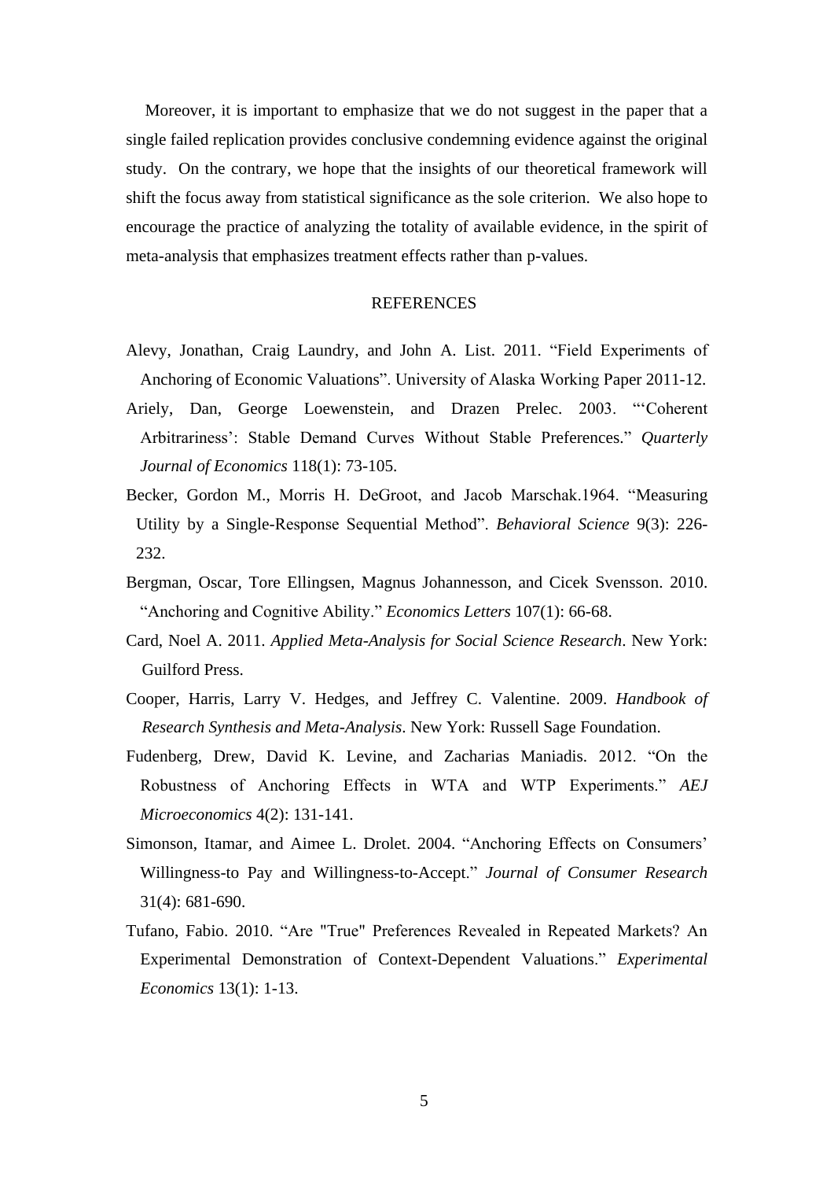Moreover, it is important to emphasize that we do not suggest in the paper that a single failed replication provides conclusive condemning evidence against the original study. On the contrary, we hope that the insights of our theoretical framework will shift the focus away from statistical significance as the sole criterion. We also hope to encourage the practice of analyzing the totality of available evidence, in the spirit of meta-analysis that emphasizes treatment effects rather than p-values.

## REFERENCES

Alevy, Jonathan, Craig Laundry, and John A. List. 2011. "Field Experiments of Anchoring of Economic Valuations". University of Alaska Working Paper 2011-12.

Ariely, Dan, George Loewenstein, and Drazen Prelec. 2003. "'Coherent Arbitrariness': Stable Demand Curves Without Stable Preferences." *Quarterly Journal of Economics* 118(1): 73-105.

Becker, Gordon M., Morris H. DeGroot, and Jacob Marschak.1964. "Measuring Utility by a Single-Response Sequential Method". *Behavioral Science* 9(3): 226-232.

Bergman, Oscar, Tore Ellingsen, Magnus Johannesson, and Cicek Svensson. 2010. "Anchoring and Cognitive Ability." *Economics Letters* 107(1): 66-68.

Card, Noel A. 2011. *Applied Meta-Analysis for Social Science Research*. New York: Guilford Press.

Cooper, Harris, Larry V. Hedges, and Jeffrey C. Valentine. 2009. *Handbook of Research Synthesis and Meta-Analysis*. New York: Russell Sage Foundation.

Fudenberg, Drew, David K. Levine, and Zacharias Maniadis. 2012. "On the Robustness of Anchoring Effects in WTA and WTP Experiments." *AEJ Microeconomics* 4(2): 131-141.

Simonson, Itamar, and Aimee L. Drolet. 2004. "Anchoring Effects on Consumers' Willingness-to Pay and Willingness-to-Accept." *Journal of Consumer Research* 31(4): 681-690.

Tufano, Fabio. 2010. "Are "True" Preferences Revealed in Repeated Markets? An Experimental Demonstration of Context-Dependent Valuations." *Experimental Economics* 13(1): 1-13.